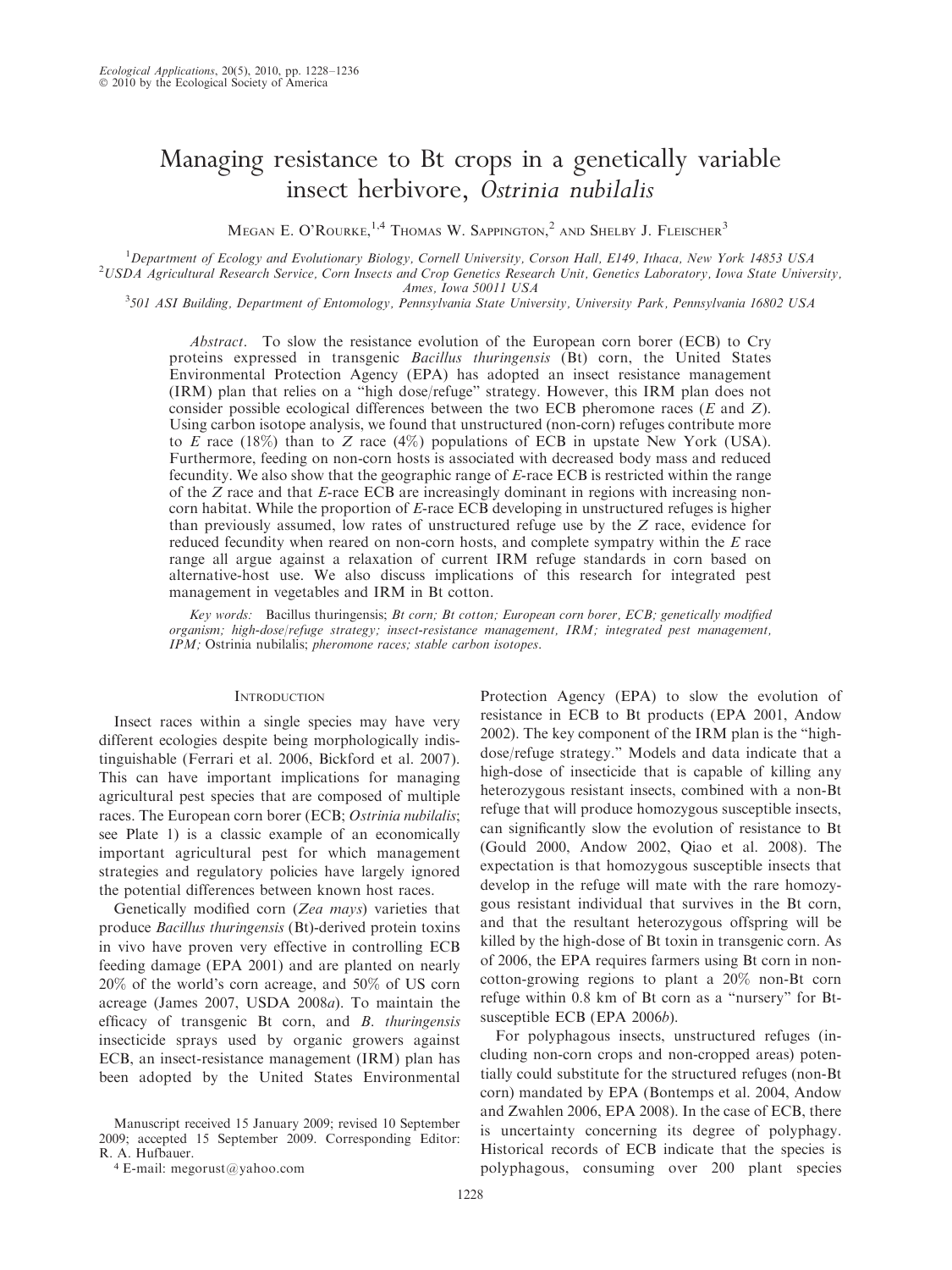# Managing resistance to Bt crops in a genetically variable insect herbivore, *Ostrinia nubilalis*

Megan E. O'Rourke,[1,4] Thomas W. Sappington,[2] and Shelby J. Fleischer[3]

[1]Department of Ecology and Evolutionary Biology, Cornell University, Corson Hall, E149, Ithaca, New York 14853 USA

[2]USDA Agricultural Research Service, Corn Insects and Crop Genetics Research Unit, Genetics Laboratory, Iowa State University, Ames, Iowa 50011 USA

[3]501 ASI Building, Department of Entomology, Pennsylvania State University, University Park, Pennsylvania 16802 USA

*Abstract.* To slow the resistance evolution of the European corn borer (ECB) to Cry proteins expressed in transgenic *Bacillus thuringensis* (Bt) corn, the United States Environmental Protection Agency (EPA) has adopted an insect resistance management (IRM) plan that relies on a "high dose/refuge" strategy. However, this IRM plan does not consider possible ecological differences between the two ECB pheromone races (*E* and *Z*). Using carbon isotope analysis, we found that unstructured (non-corn) refuges contribute more to *E* race (18%) than to *Z* race (4%) populations of ECB in upstate New York (USA). Furthermore, feeding on non-corn hosts is associated with decreased body mass and reduced fecundity. We also show that the geographic range of *E*-race ECB is restricted within the range of the *Z* race and that *E*-race ECB are increasingly dominant in regions with increasing non-corn habitat. While the proportion of *E*-race ECB developing in unstructured refuges is higher than previously assumed, low rates of unstructured refuge use by the *Z* race, evidence for reduced fecundity when reared on non-corn hosts, and complete sympatry within the *E* race range all argue against a relaxation of current IRM refuge standards in corn based on alternative-host use. We also discuss implications of this research for integrated pest management in vegetables and IRM in Bt cotton.

*Key words:* Bacillus thuringensis*; Bt corn; Bt cotton; European corn borer, ECB; genetically modified organism; high-dose/refuge strategy; insect-resistance management, IRM; integrated pest management, IPM;* Ostrinia nubilalis*; pheromone races; stable carbon isotopes.*

## Introduction

Insect races within a single species may have very different ecologies despite being morphologically indistinguishable (Ferrari et al. 2006, Bickford et al. 2007). This can have important implications for managing agricultural pest species that are composed of multiple races. The European corn borer (ECB; *Ostrinia nubilalis*; see Plate 1) is a classic example of an economically important agricultural pest for which management strategies and regulatory policies have largely ignored the potential differences between known host races.

Genetically modified corn (*Zea mays*) varieties that produce *Bacillus thuringensis* (Bt)-derived protein toxins in vivo have proven very effective in controlling ECB feeding damage (EPA 2001) and are planted on nearly 20% of the world's corn acreage, and 50% of US corn acreage (James 2007, USDA 2008*a*). To maintain the efficacy of transgenic Bt corn, and *B. thuringensis* insecticide sprays used by organic growers against ECB, an insect-resistance management (IRM) plan has been adopted by the United States Environmental Protection Agency (EPA) to slow the evolution of resistance in ECB to Bt products (EPA 2001, Andow 2002). The key component of the IRM plan is the "high-dose/refuge strategy." Models and data indicate that a high-dose of insecticide that is capable of killing any heterozygous resistant insects, combined with a non-Bt refuge that will produce homozygous susceptible insects, can significantly slow the evolution of resistance to Bt (Gould 2000, Andow 2002, Qiao et al. 2008). The expectation is that homozygous susceptible insects that develop in the refuge will mate with the rare homozygous resistant individual that survives in the Bt corn, and that the resultant heterozygous offspring will be killed by the high-dose of Bt toxin in transgenic corn. As of 2006, the EPA requires farmers using Bt corn in non-cotton-growing regions to plant a 20% non-Bt corn refuge within 0.8 km of Bt corn as a "nursery" for Bt-susceptible ECB (EPA 2006*b*).

For polyphagous insects, unstructured refuges (including non-corn crops and non-cropped areas) potentially could substitute for the structured refuges (non-Bt corn) mandated by EPA (Bontemps et al. 2004, Andow and Zwahlen 2006, EPA 2008). In the case of ECB, there is uncertainty concerning its degree of polyphagy. Historical records of ECB indicate that the species is polyphagous, consuming over 200 plant species

Manuscript received 15 January 2009; revised 10 September 2009; accepted 15 September 2009. Corresponding Editor: R. A. Hufbauer.

[4] E-mail: megorust@yahoo.com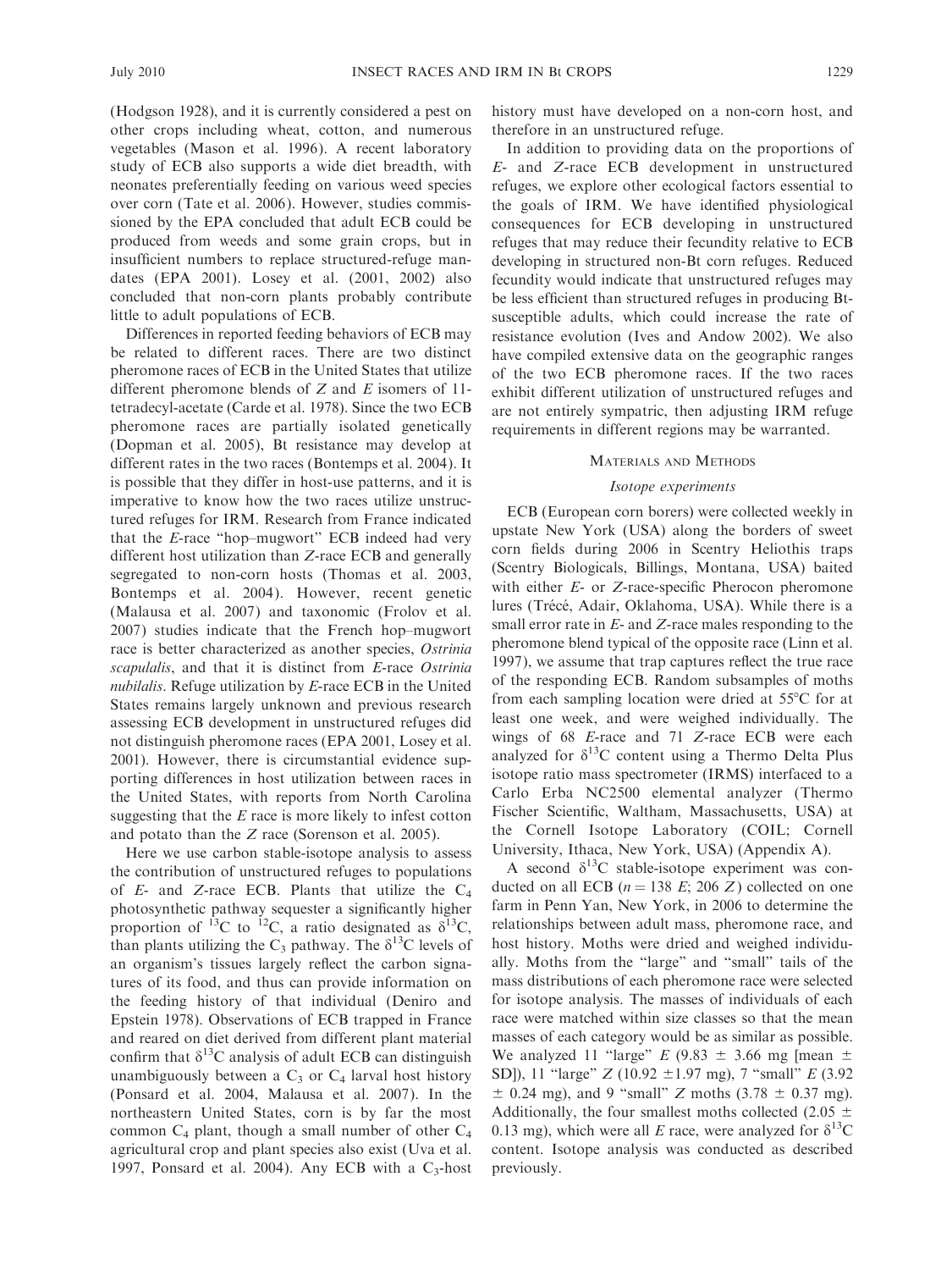(Hodgson 1928), and it is currently considered a pest on other crops including wheat, cotton, and numerous vegetables (Mason et al. 1996). A recent laboratory study of ECB also supports a wide diet breadth, with neonates preferentially feeding on various weed species over corn (Tate et al. 2006). However, studies commissioned by the EPA concluded that adult ECB could be produced from weeds and some grain crops, but in insufficient numbers to replace structured-refuge mandates (EPA 2001). Losey et al. (2001, 2002) also concluded that non-corn plants probably contribute little to adult populations of ECB.

Differences in reported feeding behaviors of ECB may be related to different races. There are two distinct pheromone races of ECB in the United States that utilize different pheromone blends of $Z$ and $E$ isomers of 11-tetradecyl-acetate (Carde et al. 1978). Since the two ECB pheromone races are partially isolated genetically (Dopman et al. 2005), Bt resistance may develop at different rates in the two races (Bontemps et al. 2004). It is possible that they differ in host-use patterns, and it is imperative to know how the two races utilize unstructured refuges for IRM. Research from France indicated that the $E$-race "hop–mugwort" ECB indeed had very different host utilization than $Z$-race ECB and generally segregated to non-corn hosts (Thomas et al. 2003, Bontemps et al. 2004). However, recent genetic (Malausa et al. 2007) and taxonomic (Frolov et al. 2007) studies indicate that the French hop–mugwort race is better characterized as another species, *Ostrinia scapulalis*, and that it is distinct from $E$-race *Ostrinia nubilalis*. Refuge utilization by $E$-race ECB in the United States remains largely unknown and previous research assessing ECB development in unstructured refuges did not distinguish pheromone races (EPA 2001, Losey et al. 2001). However, there is circumstantial evidence supporting differences in host utilization between races in the United States, with reports from North Carolina suggesting that the $E$ race is more likely to infest cotton and potato than the $Z$ race (Sorenson et al. 2005).

Here we use carbon stable-isotope analysis to assess the contribution of unstructured refuges to populations of $E$- and $Z$-race ECB. Plants that utilize the $C_4$ photosynthetic pathway sequester a significantly higher proportion of $^{13}C$ to $^{12}C$, a ratio designated as $\delta^{13}C$, than plants utilizing the $C_3$ pathway. The $\delta^{13}C$ levels of an organism's tissues largely reflect the carbon signatures of its food, and thus can provide information on the feeding history of that individual (Deniro and Epstein 1978). Observations of ECB trapped in France and reared on diet derived from different plant material confirm that $\delta^{13}C$ analysis of adult ECB can distinguish unambiguously between a $C_3$ or $C_4$ larval host history (Ponsard et al. 2004, Malausa et al. 2007). In the northeastern United States, corn is by far the most common $C_4$ plant, though a small number of other $C_4$ agricultural crop and plant species also exist (Uva et al. 1997, Ponsard et al. 2004). Any ECB with a $C_3$-host history must have developed on a non-corn host, and therefore in an unstructured refuge.

In addition to providing data on the proportions of $E$- and $Z$-race ECB development in unstructured refuges, we explore other ecological factors essential to the goals of IRM. We have identified physiological consequences for ECB developing in unstructured refuges that may reduce their fecundity relative to ECB developing in structured non-Bt corn refuges. Reduced fecundity would indicate that unstructured refuges may be less efficient than structured refuges in producing Bt-susceptible adults, which could increase the rate of resistance evolution (Ives and Andow 2002). We also have compiled extensive data on the geographic ranges of the two ECB pheromone races. If the two races exhibit different utilization of unstructured refuges and are not entirely sympatric, then adjusting IRM refuge requirements in different regions may be warranted.

## Materials and Methods

### *Isotope experiments*

ECB (European corn borers) were collected weekly in upstate New York (USA) along the borders of sweet corn fields during 2006 in Scentry Heliothis traps (Scentry Biologicals, Billings, Montana, USA) baited with either $E$- or $Z$-race-specific Pherocon pheromone lures (Trécé, Adair, Oklahoma, USA). While there is a small error rate in $E$- and $Z$-race males responding to the pheromone blend typical of the opposite race (Linn et al. 1997), we assume that trap captures reflect the true race of the responding ECB. Random subsamples of moths from each sampling location were dried at 55°C for at least one week, and were weighed individually. The wings of 68 $E$-race and 71 $Z$-race ECB were each analyzed for $\delta^{13}C$ content using a Thermo Delta Plus isotope ratio mass spectrometer (IRMS) interfaced to a Carlo Erba NC2500 elemental analyzer (Thermo Fischer Scientific, Waltham, Massachusetts, USA) at the Cornell Isotope Laboratory (COIL; Cornell University, Ithaca, New York, USA) (Appendix A).

A second $\delta^{13}C$ stable-isotope experiment was conducted on all ECB ($n = 138$ $E$; 206 $Z$) collected on one farm in Penn Yan, New York, in 2006 to determine the relationships between adult mass, pheromone race, and host history. Moths were dried and weighed individually. Moths from the "large" and "small" tails of the mass distributions of each pheromone race were selected for isotope analysis. The masses of individuals of each race were matched within size classes so that the mean masses of each category would be as similar as possible. We analyzed 11 "large" $E$ (9.83 $\pm$ 3.66 mg [mean $\pm$ SD]), 11 "large" $Z$ (10.92 $\pm$1.97 mg), 7 "small" $E$ (3.92 $\pm$ 0.24 mg), and 9 "small" $Z$ moths (3.78 $\pm$ 0.37 mg). Additionally, the four smallest moths collected (2.05 $\pm$ 0.13 mg), which were all $E$ race, were analyzed for $\delta^{13}C$ content. Isotope analysis was conducted as described previously.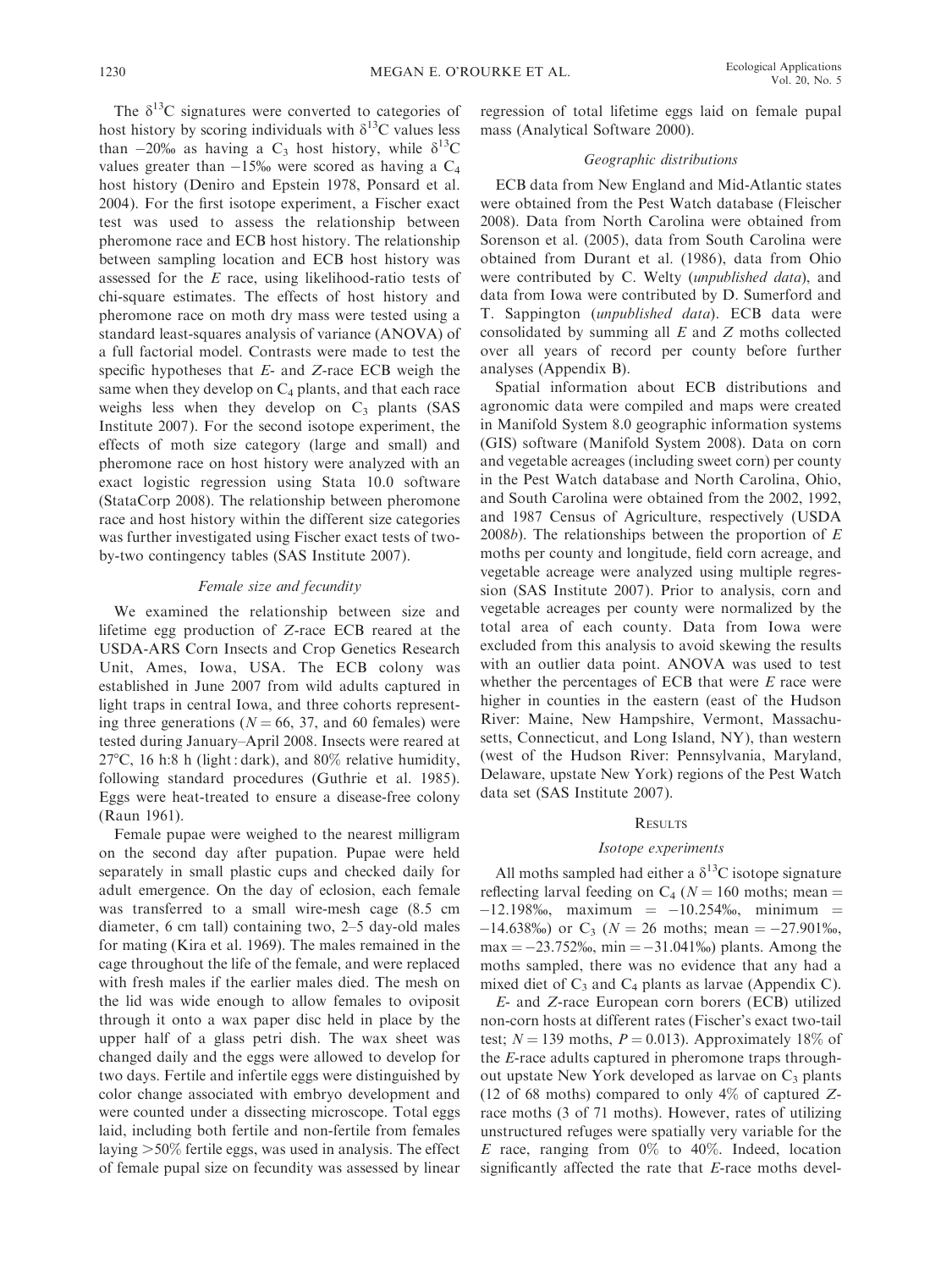The $\delta^{13}C$ signatures were converted to categories of host history by scoring individuals with $\delta^{13}C$ values less than −20‰ as having a $C_3$ host history, while $\delta^{13}C$ values greater than −15‰ were scored as having a $C_4$ host history (Deniro and Epstein 1978, Ponsard et al. 2004). For the first isotope experiment, a Fischer exact test was used to assess the relationship between pheromone race and ECB host history. The relationship between sampling location and ECB host history was assessed for the *E* race, using likelihood-ratio tests of chi-square estimates. The effects of host history and pheromone race on moth dry mass were tested using a standard least-squares analysis of variance (ANOVA) of a full factorial model. Contrasts were made to test the specific hypotheses that *E*- and *Z*-race ECB weigh the same when they develop on $C_4$ plants, and that each race weighs less when they develop on $C_3$ plants (SAS Institute 2007). For the second isotope experiment, the effects of moth size category (large and small) and pheromone race on host history were analyzed with an exact logistic regression using Stata 10.0 software (StataCorp 2008). The relationship between pheromone race and host history within the different size categories was further investigated using Fischer exact tests of two-by-two contingency tables (SAS Institute 2007).

### Female size and fecundity

We examined the relationship between size and lifetime egg production of *Z*-race ECB reared at the USDA-ARS Corn Insects and Crop Genetics Research Unit, Ames, Iowa, USA. The ECB colony was established in June 2007 from wild adults captured in light traps in central Iowa, and three cohorts representing three generations ($N = 66$, 37, and 60 females) were tested during January–April 2008. Insects were reared at 27°C, 16 h:8 h (light : dark), and 80% relative humidity, following standard procedures (Guthrie et al. 1985). Eggs were heat-treated to ensure a disease-free colony (Raun 1961).

Female pupae were weighed to the nearest milligram on the second day after pupation. Pupae were held separately in small plastic cups and checked daily for adult emergence. On the day of eclosion, each female was transferred to a small wire-mesh cage (8.5 cm diameter, 6 cm tall) containing two, 2–5 day-old males for mating (Kira et al. 1969). The males remained in the cage throughout the life of the female, and were replaced with fresh males if the earlier males died. The mesh on the lid was wide enough to allow females to oviposit through it onto a wax paper disc held in place by the upper half of a glass petri dish. The wax sheet was changed daily and the eggs were allowed to develop for two days. Fertile and infertile eggs were distinguished by color change associated with embryo development and were counted under a dissecting microscope. Total eggs laid, including both fertile and non-fertile from females laying >50% fertile eggs, was used in analysis. The effect of female pupal size on fecundity was assessed by linear regression of total lifetime eggs laid on female pupal mass (Analytical Software 2000).

### Geographic distributions

ECB data from New England and Mid-Atlantic states were obtained from the Pest Watch database (Fleischer 2008). Data from North Carolina were obtained from Sorenson et al. (2005), data from South Carolina were obtained from Durant et al. (1986), data from Ohio were contributed by C. Welty (*unpublished data*), and data from Iowa were contributed by D. Sumerford and T. Sappington (*unpublished data*). ECB data were consolidated by summing all *E* and *Z* moths collected over all years of record per county before further analyses (Appendix B).

Spatial information about ECB distributions and agronomic data were compiled and maps were created in Manifold System 8.0 geographic information systems (GIS) software (Manifold System 2008). Data on corn and vegetable acreages (including sweet corn) per county in the Pest Watch database and North Carolina, Ohio, and South Carolina were obtained from the 2002, 1992, and 1987 Census of Agriculture, respectively (USDA 2008*b*). The relationships between the proportion of *E* moths per county and longitude, field corn acreage, and vegetable acreage were analyzed using multiple regression (SAS Institute 2007). Prior to analysis, corn and vegetable acreages per county were normalized by the total area of each county. Data from Iowa were excluded from this analysis to avoid skewing the results with an outlier data point. ANOVA was used to test whether the percentages of ECB that were *E* race were higher in counties in the eastern (east of the Hudson River: Maine, New Hampshire, Vermont, Massachusetts, Connecticut, and Long Island, NY), than western (west of the Hudson River: Pennsylvania, Maryland, Delaware, upstate New York) regions of the Pest Watch data set (SAS Institute 2007).

## Results

### Isotope experiments

All moths sampled had either a $\delta^{13}C$ isotope signature reflecting larval feeding on $C_4$ ($N = 160$ moths; mean = −12.198‰, maximum = −10.254‰, minimum = −14.638‰) or $C_3$ ($N = 26$ moths; mean = −27.901‰, max = −23.752‰, min = −31.041‰) plants. Among the moths sampled, there was no evidence that any had a mixed diet of $C_3$ and $C_4$ plants as larvae (Appendix C).

*E*- and *Z*-race European corn borers (ECB) utilized non-corn hosts at different rates (Fischer's exact two-tail test; $N = 139$ moths, $P = 0.013$). Approximately 18% of the *E*-race adults captured in pheromone traps throughout upstate New York developed as larvae on $C_3$ plants (12 of 68 moths) compared to only 4% of captured *Z*-race moths (3 of 71 moths). However, rates of utilizing unstructured refuges were spatially very variable for the *E* race, ranging from 0% to 40%. Indeed, location significantly affected the rate that *E*-race moths devel-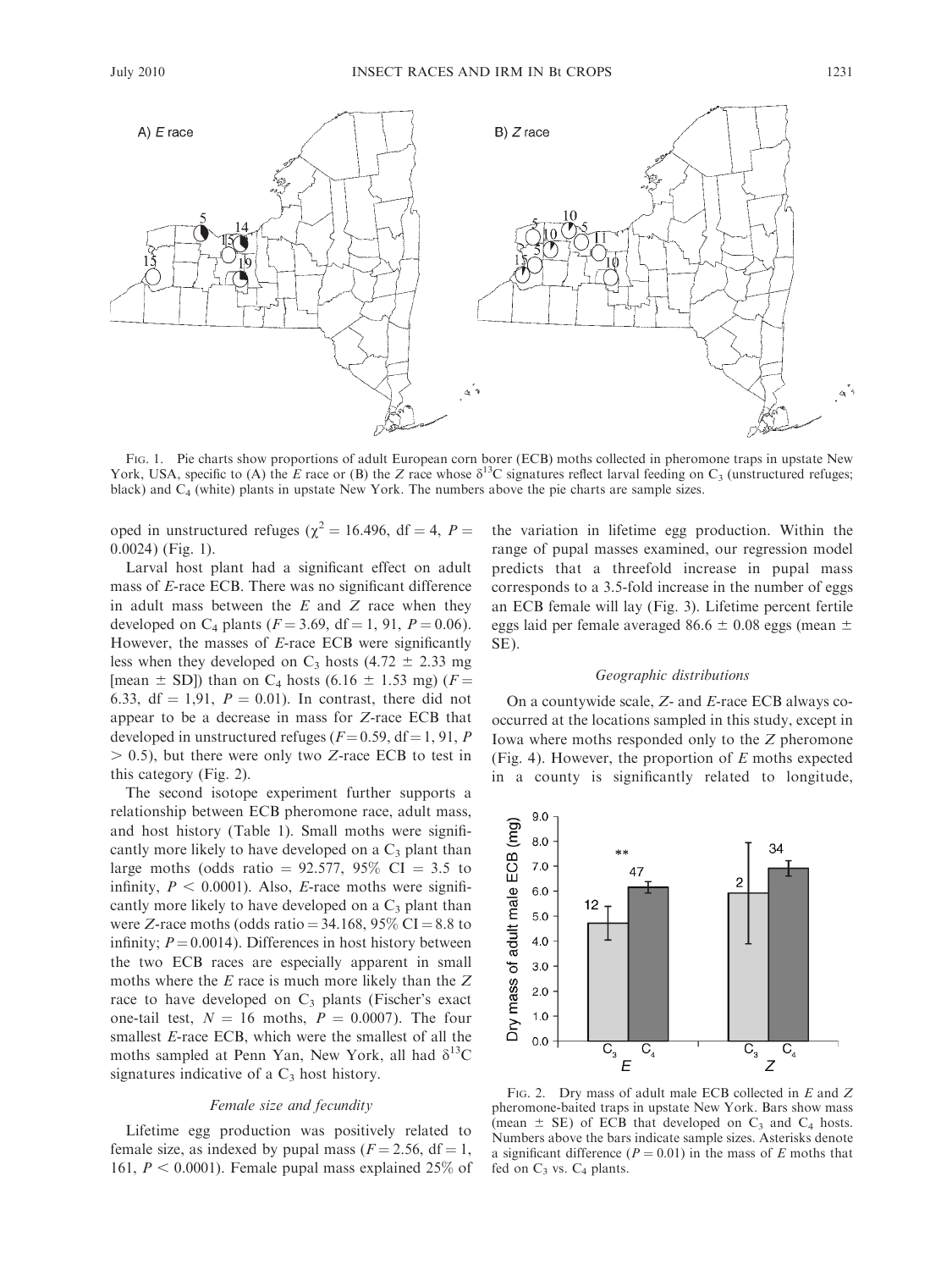FIG. 1. Pie charts show proportions of adult European corn borer (ECB) moths collected in pheromone traps in upstate New York, USA, specific to (A) the *E* race or (B) the *Z* race whose $\delta^{13}C$ signatures reflect larval feeding on $C_3$ (unstructured refuges; black) and $C_4$ (white) plants in upstate New York. The numbers above the pie charts are sample sizes.

oped in unstructured refuges ($\chi^2 = 16.496$, df = 4, $P = 0.0024$) (Fig. 1).

Larval host plant had a significant effect on adult mass of *E*-race ECB. There was no significant difference in adult mass between the *E* and *Z* race when they developed on $C_4$ plants ($F = 3.69$, df = 1, 91, $P = 0.06$). However, the masses of *E*-race ECB were significantly less when they developed on $C_3$ hosts (4.72 ± 2.33 mg [mean ± SD]) than on $C_4$ hosts (6.16 ± 1.53 mg) ($F = 6.33$, df = 1,91, $P = 0.01$). In contrast, there did not appear to be a decrease in mass for *Z*-race ECB that developed in unstructured refuges ($F = 0.59$, df = 1, 91, $P > 0.5$), but there were only two *Z*-race ECB to test in this category (Fig. 2).

The second isotope experiment further supports a relationship between ECB pheromone race, adult mass, and host history (Table 1). Small moths were significantly more likely to have developed on a $C_3$ plant than large moths (odds ratio = 92.577, 95% CI = 3.5 to infinity, $P < 0.0001$). Also, *E*-race moths were significantly more likely to have developed on a $C_3$ plant than were *Z*-race moths (odds ratio = 34.168, 95% CI = 8.8 to infinity; $P = 0.0014$). Differences in host history between the two ECB races are especially apparent in small moths where the *E* race is much more likely than the *Z* race to have developed on $C_3$ plants (Fischer's exact one-tail test, $N = 16$ moths, $P = 0.0007$). The four smallest *E*-race ECB, which were the smallest of all the moths sampled at Penn Yan, New York, all had $\delta^{13}C$ signatures indicative of a $C_3$ host history.

### *Female size and fecundity*

Lifetime egg production was positively related to female size, as indexed by pupal mass ($F = 2.56$, df = 1, 161, $P < 0.0001$). Female pupal mass explained 25% of the variation in lifetime egg production. Within the range of pupal masses examined, our regression model predicts that a threefold increase in pupal mass corresponds to a 3.5-fold increase in the number of eggs an ECB female will lay (Fig. 3). Lifetime percent fertile eggs laid per female averaged 86.6 ± 0.08 eggs (mean ± SE).

### *Geographic distributions*

On a countywide scale, *Z*- and *E*-race ECB always co-occurred at the locations sampled in this study, except in Iowa where moths responded only to the *Z* pheromone (Fig. 4). However, the proportion of *E* moths expected in a county is significantly related to longitude,

FIG. 2. Dry mass of adult male ECB collected in *E* and *Z* pheromone-baited traps in upstate New York. Bars show mass (mean ± SE) of ECB that developed on $C_3$ and $C_4$ hosts. Numbers above the bars indicate sample sizes. Asterisks denote a significant difference ($P = 0.01$) in the mass of *E* moths that fed on $C_3$ vs. $C_4$ plants.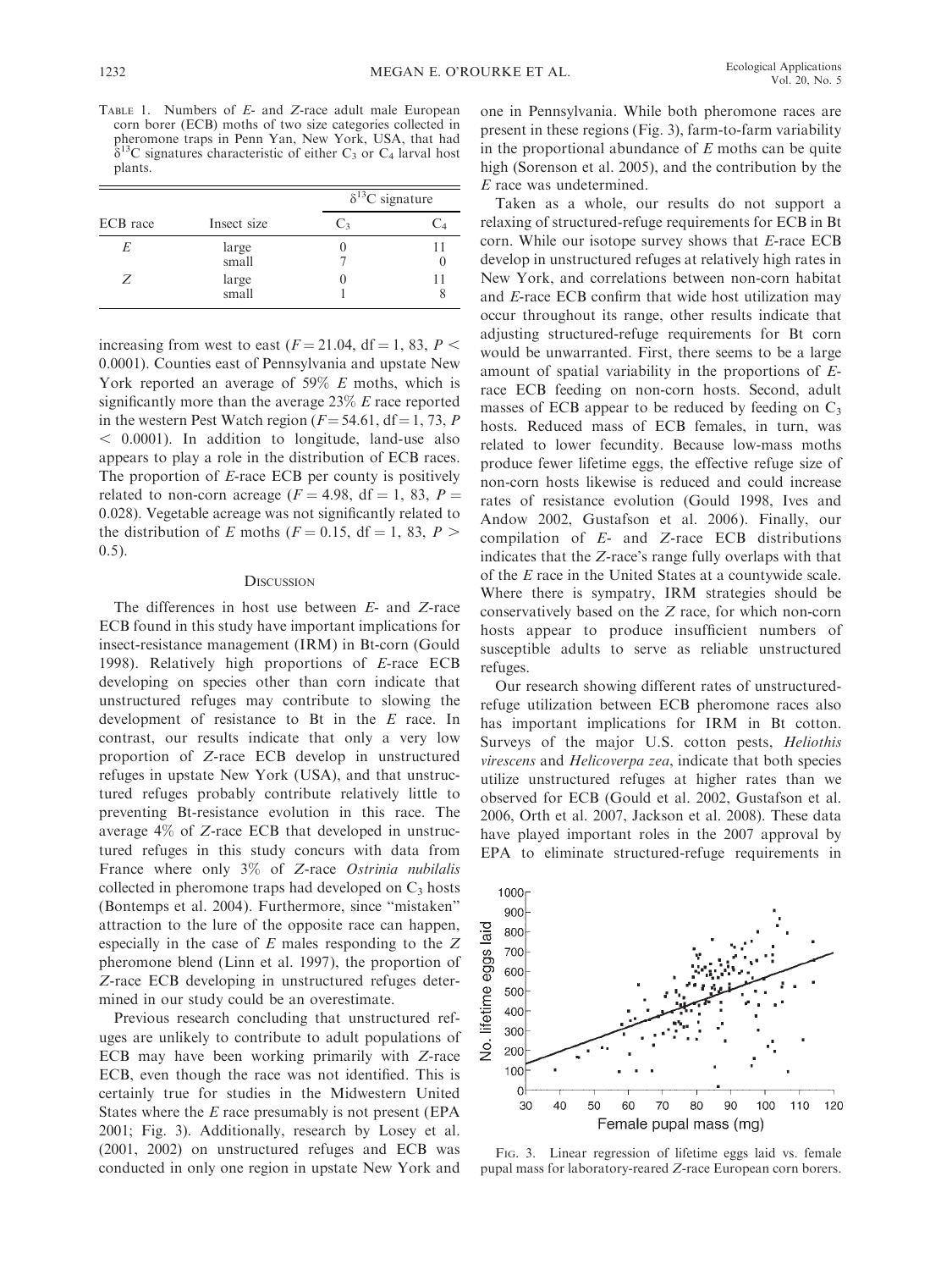TABLE 1. Numbers of *E*- and *Z*-race adult male European corn borer (ECB) moths of two size categories collected in pheromone traps in Penn Yan, New York, USA, that had $\delta^{13}C$ signatures characteristic of either $C_3$ or $C_4$ larval host plants.

| ECB race | Insect size | $\delta^{13}C$ signature | |
|---|---|---|---|
| | | $C_3$ | $C_4$ |
| *E* | large | 0 | 11 |
| | small | 7 | 0 |
| *Z* | large | 0 | 11 |
| | small | 1 | 8 |

increasing from west to east ($F = 21.04$, df = 1, 83, $P < 0.0001$). Counties east of Pennsylvania and upstate New York reported an average of 59% *E* moths, which is significantly more than the average 23% *E* race reported in the western Pest Watch region ($F = 54.61$, df = 1, 73, $P < 0.0001$). In addition to longitude, land-use also appears to play a role in the distribution of ECB races. The proportion of *E*-race ECB per county is positively related to non-corn acreage ($F = 4.98$, df = 1, 83, $P = 0.028$). Vegetable acreage was not significantly related to the distribution of *E* moths ($F = 0.15$, df = 1, 83, $P > 0.5$).

## DISCUSSION

The differences in host use between *E*- and *Z*-race ECB found in this study have important implications for insect-resistance management (IRM) in Bt-corn (Gould 1998). Relatively high proportions of *E*-race ECB developing on species other than corn indicate that unstructured refuges may contribute to slowing the development of resistance to Bt in the *E* race. In contrast, our results indicate that only a very low proportion of *Z*-race ECB develop in unstructured refuges in upstate New York (USA), and that unstructured refuges probably contribute relatively little to preventing Bt-resistance evolution in this race. The average 4% of *Z*-race ECB that developed in unstructured refuges in this study concurs with data from France where only 3% of *Z*-race *Ostrinia nubilalis* collected in pheromone traps had developed on $C_3$ hosts (Bontemps et al. 2004). Furthermore, since "mistaken" attraction to the lure of the opposite race can happen, especially in the case of *E* males responding to the *Z* pheromone blend (Linn et al. 1997), the proportion of *Z*-race ECB developing in unstructured refuges determined in our study could be an overestimate.

Previous research concluding that unstructured refuges are unlikely to contribute to adult populations of ECB may have been working primarily with *Z*-race ECB, even though the race was not identified. This is certainly true for studies in the Midwestern United States where the *E* race presumably is not present (EPA 2001; Fig. 3). Additionally, research by Losey et al. (2001, 2002) on unstructured refuges and ECB was conducted in only one region in upstate New York and one in Pennsylvania. While both pheromone races are present in these regions (Fig. 3), farm-to-farm variability in the proportional abundance of *E* moths can be quite high (Sorenson et al. 2005), and the contribution by the *E* race was undetermined.

Taken as a whole, our results do not support a relaxing of structured-refuge requirements for ECB in Bt corn. While our isotope survey shows that *E*-race ECB develop in unstructured refuges at relatively high rates in New York, and correlations between non-corn habitat and *E*-race ECB confirm that wide host utilization may occur throughout its range, other results indicate that adjusting structured-refuge requirements for Bt corn would be unwarranted. First, there seems to be a large amount of spatial variability in the proportions of *E*-race ECB feeding on non-corn hosts. Second, adult masses of ECB appear to be reduced by feeding on $C_3$ hosts. Reduced mass of ECB females, in turn, was related to lower fecundity. Because low-mass moths produce fewer lifetime eggs, the effective refuge size of non-corn hosts likewise is reduced and could increase rates of resistance evolution (Gould 1998, Ives and Andow 2002, Gustafson et al. 2006). Finally, our compilation of *E*- and *Z*-race ECB distributions indicates that the *Z*-race's range fully overlaps with that of the *E* race in the United States at a countywide scale. Where there is sympatry, IRM strategies should be conservatively based on the *Z* race, for which non-corn hosts appear to produce insufficient numbers of susceptible adults to serve as reliable unstructured refuges.

Our research showing different rates of unstructured-refuge utilization between ECB pheromone races also has important implications for IRM in Bt cotton. Surveys of the major U.S. cotton pests, *Heliothis virescens* and *Helicoverpa zea*, indicate that both species utilize unstructured refuges at higher rates than we observed for ECB (Gould et al. 2002, Gustafson et al. 2006, Orth et al. 2007, Jackson et al. 2008). These data have played important roles in the 2007 approval by EPA to eliminate structured-refuge requirements in

FIG. 3. Linear regression of lifetime eggs laid vs. female pupal mass for laboratory-reared *Z*-race European corn borers.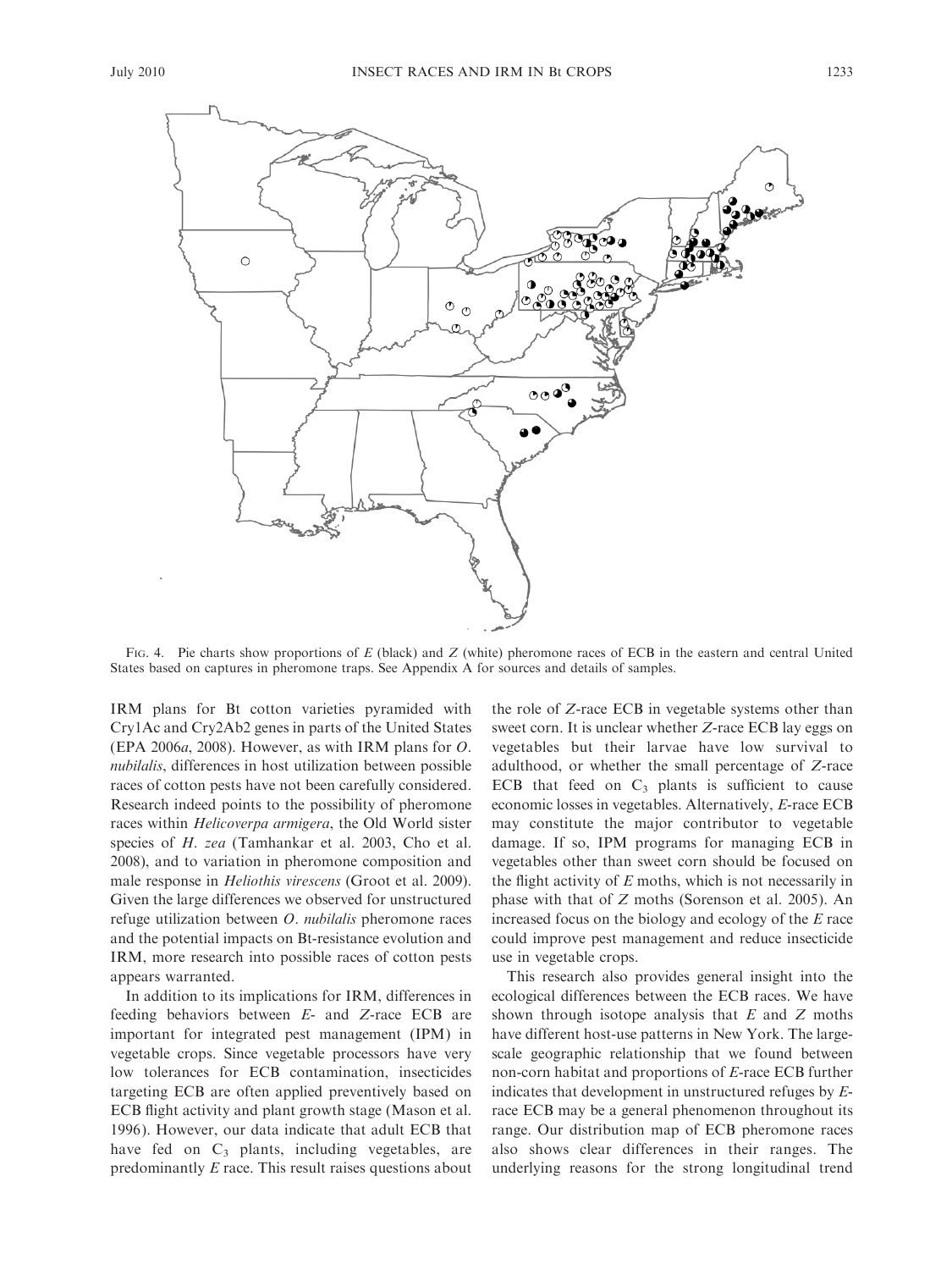FIG. 4. Pie charts show proportions of *E* (black) and *Z* (white) pheromone races of ECB in the eastern and central United States based on captures in pheromone traps. See Appendix A for sources and details of samples.

IRM plans for Bt cotton varieties pyramided with Cry1Ac and Cry2Ab2 genes in parts of the United States (EPA 2006*a*, 2008). However, as with IRM plans for *O. nubilalis*, differences in host utilization between possible races of cotton pests have not been carefully considered. Research indeed points to the possibility of pheromone races within *Helicoverpa armigera*, the Old World sister species of *H. zea* (Tamhankar et al. 2003, Cho et al. 2008), and to variation in pheromone composition and male response in *Heliothis virescens* (Groot et al. 2009). Given the large differences we observed for unstructured refuge utilization between *O. nubilalis* pheromone races and the potential impacts on Bt-resistance evolution and IRM, more research into possible races of cotton pests appears warranted.

In addition to its implications for IRM, differences in feeding behaviors between *E*- and *Z*-race ECB are important for integrated pest management (IPM) in vegetable crops. Since vegetable processors have very low tolerances for ECB contamination, insecticides targeting ECB are often applied preventively based on ECB flight activity and plant growth stage (Mason et al. 1996). However, our data indicate that adult ECB that have fed on $C_3$ plants, including vegetables, are predominantly *E* race. This result raises questions about the role of *Z*-race ECB in vegetable systems other than sweet corn. It is unclear whether *Z*-race ECB lay eggs on vegetables but their larvae have low survival to adulthood, or whether the small percentage of *Z*-race ECB that feed on $C_3$ plants is sufficient to cause economic losses in vegetables. Alternatively, *E*-race ECB may constitute the major contributor to vegetable damage. If so, IPM programs for managing ECB in vegetables other than sweet corn should be focused on the flight activity of *E* moths, which is not necessarily in phase with that of *Z* moths (Sorenson et al. 2005). An increased focus on the biology and ecology of the *E* race could improve pest management and reduce insecticide use in vegetable crops.

This research also provides general insight into the ecological differences between the ECB races. We have shown through isotope analysis that *E* and *Z* moths have different host-use patterns in New York. The large-scale geographic relationship that we found between non-corn habitat and proportions of *E*-race ECB further indicates that development in unstructured refuges by *E*-race ECB may be a general phenomenon throughout its range. Our distribution map of ECB pheromone races also shows clear differences in their ranges. The underlying reasons for the strong longitudinal trend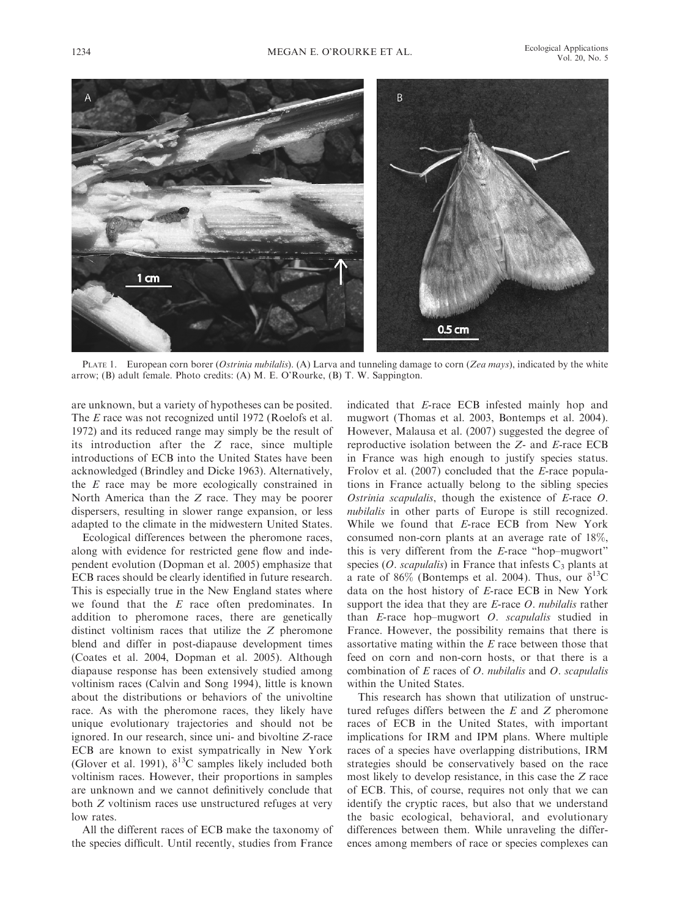PLATE 1. European corn borer (*Ostrinia nubilalis*). (A) Larva and tunneling damage to corn (*Zea mays*), indicated by the white arrow; (B) adult female. Photo credits: (A) M. E. O'Rourke, (B) T. W. Sappington.

are unknown, but a variety of hypotheses can be posited. The *E* race was not recognized until 1972 (Roelofs et al. 1972) and its reduced range may simply be the result of its introduction after the *Z* race, since multiple introductions of ECB into the United States have been acknowledged (Brindley and Dicke 1963). Alternatively, the *E* race may be more ecologically constrained in North America than the *Z* race. They may be poorer dispersers, resulting in slower range expansion, or less adapted to the climate in the midwestern United States.

Ecological differences between the pheromone races, along with evidence for restricted gene flow and independent evolution (Dopman et al. 2005) emphasize that ECB races should be clearly identified in future research. This is especially true in the New England states where we found that the *E* race often predominates. In addition to pheromone races, there are genetically distinct voltinism races that utilize the *Z* pheromone blend and differ in post-diapause development times (Coates et al. 2004, Dopman et al. 2005). Although diapause response has been extensively studied among voltinism races (Calvin and Song 1994), little is known about the distributions or behaviors of the univoltine race. As with the pheromone races, they likely have unique evolutionary trajectories and should not be ignored. In our research, since uni- and bivoltine *Z*-race ECB are known to exist sympatrically in New York (Glover et al. 1991), $\delta^{13}C$ samples likely included both voltinism races. However, their proportions in samples are unknown and we cannot definitively conclude that both *Z* voltinism races use unstructured refuges at very low rates.

All the different races of ECB make the taxonomy of the species difficult. Until recently, studies from France indicated that *E*-race ECB infested mainly hop and mugwort (Thomas et al. 2003, Bontemps et al. 2004). However, Malausa et al. (2007) suggested the degree of reproductive isolation between the *Z*- and *E*-race ECB in France was high enough to justify species status. Frolov et al. (2007) concluded that the *E*-race populations in France actually belong to the sibling species *Ostrinia scapulalis*, though the existence of *E*-race *O. nubilalis* in other parts of Europe is still recognized. While we found that *E*-race ECB from New York consumed non-corn plants at an average rate of 18%, this is very different from the *E*-race "hop–mugwort" species (*O. scapulalis*) in France that infests $C_3$ plants at a rate of 86% (Bontemps et al. 2004). Thus, our $\delta^{13}C$ data on the host history of *E*-race ECB in New York support the idea that they are *E*-race *O. nubilalis* rather than *E*-race hop–mugwort *O. scapulalis* studied in France. However, the possibility remains that there is assortative mating within the *E* race between those that feed on corn and non-corn hosts, or that there is a combination of *E* races of *O. nubilalis* and *O. scapulalis* within the United States.

This research has shown that utilization of unstructured refuges differs between the *E* and *Z* pheromone races of ECB in the United States, with important implications for IRM and IPM plans. Where multiple races of a species have overlapping distributions, IRM strategies should be conservatively based on the race most likely to develop resistance, in this case the *Z* race of ECB. This, of course, requires not only that we can identify the cryptic races, but also that we understand the basic ecological, behavioral, and evolutionary differences between them. While unraveling the differences among members of race or species complexes can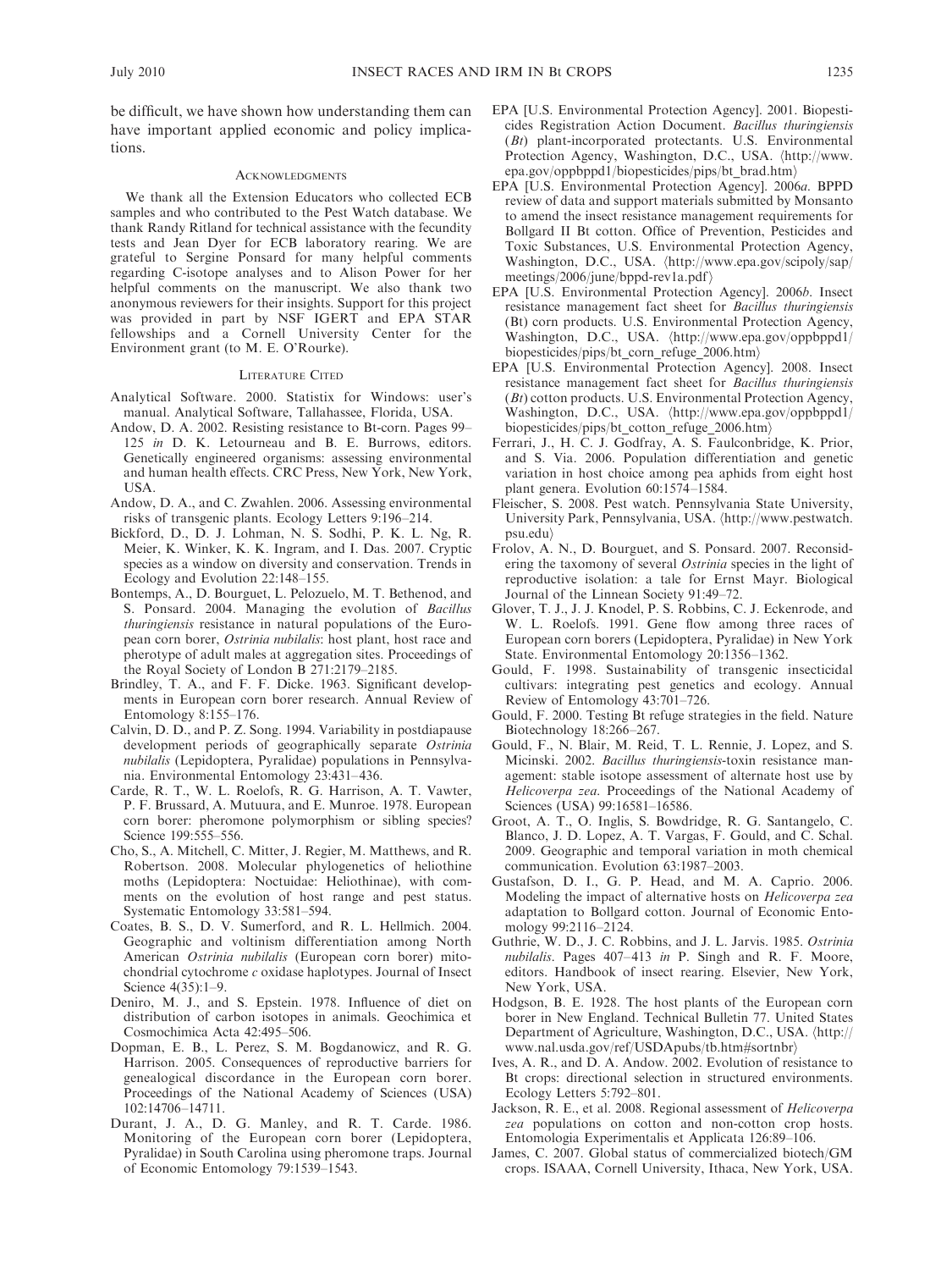be difficult, we have shown how understanding them can have important applied economic and policy implications.

## Acknowledgments

We thank all the Extension Educators who collected ECB samples and who contributed to the Pest Watch database. We thank Randy Ritland for technical assistance with the fecundity tests and Jean Dyer for ECB laboratory rearing. We are grateful to Sergine Ponsard for many helpful comments regarding C-isotope analyses and to Alison Power for her helpful comments on the manuscript. We also thank two anonymous reviewers for their insights. Support for this project was provided in part by NSF IGERT and EPA STAR fellowships and a Cornell University Center for the Environment grant (to M. E. O'Rourke).

## Literature Cited

Analytical Software. 2000. Statistix for Windows: user's manual. Analytical Software, Tallahassee, Florida, USA.

Andow, D. A. 2002. Resisting resistance to Bt-corn. Pages 99–125 *in* D. K. Letourneau and B. E. Burrows, editors. Genetically engineered organisms: assessing environmental and human health effects. CRC Press, New York, New York, USA.

Andow, D. A., and C. Zwahlen. 2006. Assessing environmental risks of transgenic plants. Ecology Letters 9:196–214.

Bickford, D., D. J. Lohman, N. S. Sodhi, P. K. L. Ng, R. Meier, K. Winker, K. K. Ingram, and I. Das. 2007. Cryptic species as a window on diversity and conservation. Trends in Ecology and Evolution 22:148–155.

Bontemps, A., D. Bourguet, L. Pelozuelo, M. T. Bethenod, and S. Ponsard. 2004. Managing the evolution of *Bacillus thuringiensis* resistance in natural populations of the European corn borer, *Ostrinia nubilalis*: host plant, host race and pherotype of adult males at aggregation sites. Proceedings of the Royal Society of London B 271:2179–2185.

Brindley, T. A., and F. F. Dicke. 1963. Significant developments in European corn borer research. Annual Review of Entomology 8:155–176.

Calvin, D. D., and P. Z. Song. 1994. Variability in postdiapause development periods of geographically separate *Ostrinia nubilalis* (Lepidoptera, Pyralidae) populations in Pennsylvania. Environmental Entomology 23:431–436.

Carde, R. T., W. L. Roelofs, R. G. Harrison, A. T. Vawter, P. F. Brussard, A. Mutuura, and E. Munroe. 1978. European corn borer: pheromone polymorphism or sibling species? Science 199:555–556.

Cho, S., A. Mitchell, C. Mitter, J. Regier, M. Matthews, and R. Robertson. 2008. Molecular phylogenetics of heliothine moths (Lepidoptera: Noctuidae: Heliothinae), with comments on the evolution of host range and pest status. Systematic Entomology 33:581–594.

Coates, B. S., D. V. Sumerford, and R. L. Hellmich. 2004. Geographic and voltinism differentiation among North American *Ostrinia nubilalis* (European corn borer) mitochondrial cytochrome *c* oxidase haplotypes. Journal of Insect Science 4(35):1–9.

Deniro, M. J., and S. Epstein. 1978. Influence of diet on distribution of carbon isotopes in animals. Geochimica et Cosmochimica Acta 42:495–506.

Dopman, E. B., L. Perez, S. M. Bogdanowicz, and R. G. Harrison. 2005. Consequences of reproductive barriers for genealogical discordance in the European corn borer. Proceedings of the National Academy of Sciences (USA) 102:14706–14711.

Durant, J. A., D. G. Manley, and R. T. Carde. 1986. Monitoring of the European corn borer (Lepidoptera, Pyralidae) in South Carolina using pheromone traps. Journal of Economic Entomology 79:1539–1543.

EPA [U.S. Environmental Protection Agency]. 2001. Biopesticides Registration Action Document. *Bacillus thuringiensis* (*Bt*) plant-incorporated protectants. U.S. Environmental Protection Agency, Washington, D.C., USA. ⟨http://www.epa.gov/oppbppd1/biopesticides/pips/bt_brad.htm⟩

EPA [U.S. Environmental Protection Agency]. 2006*a*. BPPD review of data and support materials submitted by Monsanto to amend the insect resistance management requirements for Bollgard II Bt cotton. Office of Prevention, Pesticides and Toxic Substances, U.S. Environmental Protection Agency, Washington, D.C., USA. ⟨http://www.epa.gov/scipoly/sap/meetings/2006/june/bppd-rev1a.pdf⟩

EPA [U.S. Environmental Protection Agency]. 2006*b*. Insect resistance management fact sheet for *Bacillus thuringiensis* (Bt) corn products. U.S. Environmental Protection Agency, Washington, D.C., USA. ⟨http://www.epa.gov/oppbppd1/biopesticides/pips/bt_corn_refuge_2006.htm⟩

EPA [U.S. Environmental Protection Agency]. 2008. Insect resistance management fact sheet for *Bacillus thuringiensis* (*Bt*) cotton products. U.S. Environmental Protection Agency, Washington, D.C., USA. ⟨http://www.epa.gov/oppbppd1/biopesticides/pips/bt_cotton_refuge_2006.htm⟩

Ferrari, J., H. C. J. Godfray, A. S. Faulconbridge, K. Prior, and S. Via. 2006. Population differentiation and genetic variation in host choice among pea aphids from eight host plant genera. Evolution 60:1574–1584.

Fleischer, S. 2008. Pest watch. Pennsylvania State University, University Park, Pennsylvania, USA. ⟨http://www.pestwatch.psu.edu⟩

Frolov, A. N., D. Bourguet, and S. Ponsard. 2007. Reconsidering the taxomony of several *Ostrinia* species in the light of reproductive isolation: a tale for Ernst Mayr. Biological Journal of the Linnean Society 91:49–72.

Glover, T. J., J. J. Knodel, P. S. Robbins, C. J. Eckenrode, and W. L. Roelofs. 1991. Gene flow among three races of European corn borers (Lepidoptera, Pyralidae) in New York State. Environmental Entomology 20:1356–1362.

Gould, F. 1998. Sustainability of transgenic insecticidal cultivars: integrating pest genetics and ecology. Annual Review of Entomology 43:701–726.

Gould, F. 2000. Testing Bt refuge strategies in the field. Nature Biotechnology 18:266–267.

Gould, F., N. Blair, M. Reid, T. L. Rennie, J. Lopez, and S. Micinski. 2002. *Bacillus thuringiensis*-toxin resistance management: stable isotope assessment of alternate host use by *Helicoverpa zea*. Proceedings of the National Academy of Sciences (USA) 99:16581–16586.

Groot, A. T., O. Inglis, S. Bowdridge, R. G. Santangelo, C. Blanco, J. D. Lopez, A. T. Vargas, F. Gould, and C. Schal. 2009. Geographic and temporal variation in moth chemical communication. Evolution 63:1987–2003.

Gustafson, D. I., G. P. Head, and M. A. Caprio. 2006. Modeling the impact of alternative hosts on *Helicoverpa zea* adaptation to Bollgard cotton. Journal of Economic Entomology 99:2116–2124.

Guthrie, W. D., J. C. Robbins, and J. L. Jarvis. 1985. *Ostrinia nubilalis*. Pages 407–413 *in* P. Singh and R. F. Moore, editors. Handbook of insect rearing. Elsevier, New York, New York, USA.

Hodgson, B. E. 1928. The host plants of the European corn borer in New England. Technical Bulletin 77. United States Department of Agriculture, Washington, D.C., USA. ⟨http://www.nal.usda.gov/ref/USDApubs/tb.htm#sortnbr⟩

Ives, A. R., and D. A. Andow. 2002. Evolution of resistance to Bt crops: directional selection in structured environments. Ecology Letters 5:792–801.

Jackson, R. E., et al. 2008. Regional assessment of *Helicoverpa zea* populations on cotton and non-cotton crop hosts. Entomologia Experimentalis et Applicata 126:89–106.

James, C. 2007. Global status of commercialized biotech/GM crops. ISAAA, Cornell University, Ithaca, New York, USA.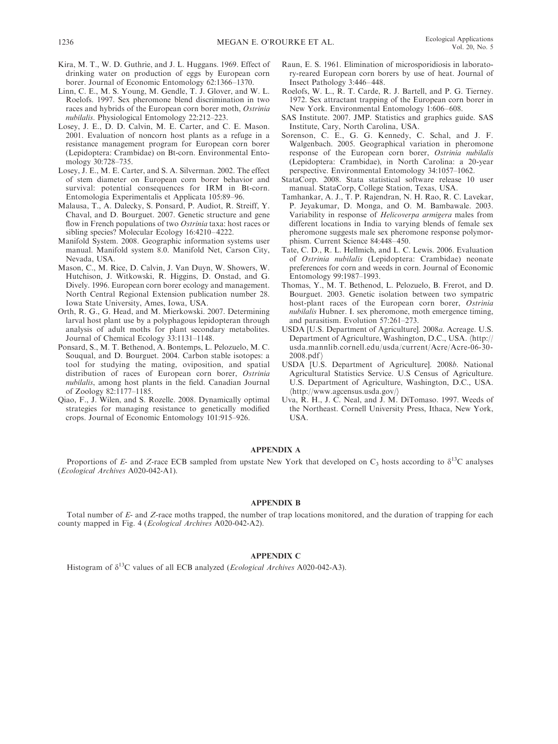Kira, M. T., W. D. Guthrie, and J. L. Huggans. 1969. Effect of drinking water on production of eggs by European corn borer. Journal of Economic Entomology 62:1366–1370.

Linn, C. E., M. S. Young, M. Gendle, T. J. Glover, and W. L. Roelofs. 1997. Sex pheromone blend discrimination in two races and hybrids of the European corn borer moth, *Ostrinia nubilalis*. Physiological Entomology 22:212–223.

Losey, J. E., D. D. Calvin, M. E. Carter, and C. E. Mason. 2001. Evaluation of noncorn host plants as a refuge in a resistance management program for European corn borer (Lepidoptera: Crambidae) on Bt-corn. Environmental Entomology 30:728–735.

Losey, J. E., M. E. Carter, and S. A. Silverman. 2002. The effect of stem diameter on European corn borer behavior and survival: potential consequences for IRM in Bt-corn. Entomologia Experimentalis et Applicata 105:89–96.

Malausa, T., A. Dalecky, S. Ponsard, P. Audiot, R. Streiff, Y. Chaval, and D. Bourguet. 2007. Genetic structure and gene flow in French populations of two *Ostrinia* taxa: host races or sibling species? Molecular Ecology 16:4210–4222.

Manifold System. 2008. Geographic information systems user manual. Manifold system 8.0. Manifold Net, Carson City, Nevada, USA.

Mason, C., M. Rice, D. Calvin, J. Van Duyn, W. Showers, W. Hutchison, J. Witkowski, R. Higgins, D. Onstad, and G. Dively. 1996. European corn borer ecology and management. North Central Regional Extension publication number 28. Iowa State University, Ames, Iowa, USA.

Orth, R. G., G. Head, and M. Mierkowski. 2007. Determining larval host plant use by a polyphagous lepidopteran through analysis of adult moths for plant secondary metabolites. Journal of Chemical Ecology 33:1131–1148.

Ponsard, S., M. T. Bethenod, A. Bontemps, L. Pelozuelo, M. C. Souqual, and D. Bourguet. 2004. Carbon stable isotopes: a tool for studying the mating, oviposition, and spatial distribution of races of European corn borer, *Ostrinia nubilalis*, among host plants in the field. Canadian Journal of Zoology 82:1177–1185.

Qiao, F., J. Wilen, and S. Rozelle. 2008. Dynamically optimal strategies for managing resistance to genetically modified crops. Journal of Economic Entomology 101:915–926.

Raun, E. S. 1961. Elimination of microsporidiosis in laboratory-reared European corn borers by use of heat. Journal of Insect Pathology 3:446–448.

Roelofs, W. L., R. T. Carde, R. J. Bartell, and P. G. Tierney. 1972. Sex attractant trapping of the European corn borer in New York. Environmental Entomology 1:606–608.

SAS Institute. 2007. JMP. Statistics and graphics guide. SAS Institute, Cary, North Carolina, USA.

Sorenson, C. E., G. G. Kennedy, C. Schal, and J. F. Walgenbach. 2005. Geographical variation in pheromone response of the European corn borer, *Ostrinia nubilalis* (Lepidoptera: Crambidae), in North Carolina: a 20-year perspective. Environmental Entomology 34:1057–1062.

StataCorp. 2008. Stata statistical software release 10 user manual. StataCorp, College Station, Texas, USA.

Tamhankar, A. J., T. P. Rajendran, N. H. Rao, R. C. Lavekar, P. Jeyakumar, D. Monga, and O. M. Bambawale. 2003. Variability in response of *Helicoverpa armigera* males from different locations in India to varying blends of female sex pheromone suggests male sex pheromone response polymorphism. Current Science 84:448–450.

Tate, C. D., R. L. Hellmich, and L. C. Lewis. 2006. Evaluation of *Ostrinia nubilalis* (Lepidoptera: Crambidae) neonate preferences for corn and weeds in corn. Journal of Economic Entomology 99:1987–1993.

Thomas, Y., M. T. Bethenod, L. Pelozuelo, B. Frerot, and D. Bourguet. 2003. Genetic isolation between two sympatric host-plant races of the European corn borer, *Ostrinia nubilalis* Hubner. I. sex pheromone, moth emergence timing, and parasitism. Evolution 57:261–273.

USDA [U.S. Department of Agriculture]. 2008*a*. Acreage. U.S. Department of Agriculture, Washington, D.C., USA. ⟨http://usda.mannlib.cornell.edu/usda/current/Acre/Acre-06-30-2008.pdf⟩

USDA [U.S. Department of Agriculture]. 2008*b*. National Agricultural Statistics Service. U.S Census of Agriculture. U.S. Department of Agriculture, Washington, D.C., USA. ⟨http://www.agcensus.usda.gov/⟩

Uva, R. H., J. C. Neal, and J. M. DiTomaso. 1997. Weeds of the Northeast. Cornell University Press, Ithaca, New York, USA.

## APPENDIX A

Proportions of *E*- and *Z*-race ECB sampled from upstate New York that developed on $C_3$ hosts according to $\delta^{13}C$ analyses (*Ecological Archives* A020-042-A1).

## APPENDIX B

Total number of *E*- and *Z*-race moths trapped, the number of trap locations monitored, and the duration of trapping for each county mapped in Fig. 4 (*Ecological Archives* A020-042-A2).

## APPENDIX C

Histogram of $\delta^{13}C$ values of all ECB analyzed (*Ecological Archives* A020-042-A3).